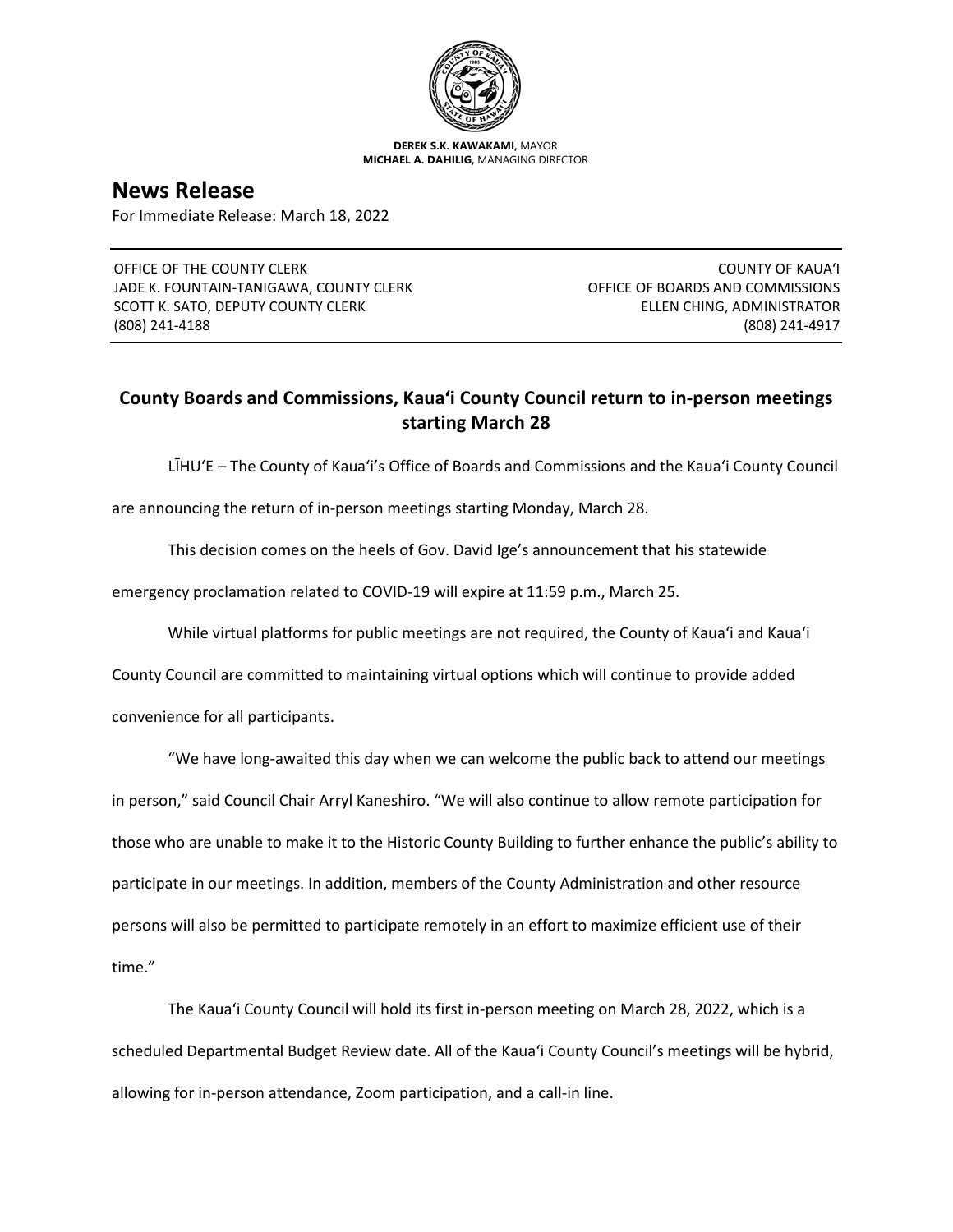**DEREK S.K. KAWAKAMI,** MAYOR
**MICHAEL A. DAHILIG,** MANAGING DIRECTOR

# News Release

For Immediate Release: March 18, 2022

| | |
|---|---|
| OFFICE OF THE COUNTY CLERK | COUNTY OF KAUA'I |
| JADE K. FOUNTAIN-TANIGAWA, COUNTY CLERK | OFFICE OF BOARDS AND COMMISSIONS |
| SCOTT K. SATO, DEPUTY COUNTY CLERK | ELLEN CHING, ADMINISTRATOR |
| (808) 241-4188 | (808) 241-4917 |

## County Boards and Commissions, Kaua'i County Council return to in-person meetings starting March 28

LĪHU'E – The County of Kaua'i's Office of Boards and Commissions and the Kaua'i County Council are announcing the return of in-person meetings starting Monday, March 28.

This decision comes on the heels of Gov. David Ige's announcement that his statewide emergency proclamation related to COVID-19 will expire at 11:59 p.m., March 25.

While virtual platforms for public meetings are not required, the County of Kaua'i and Kaua'i County Council are committed to maintaining virtual options which will continue to provide added convenience for all participants.

"We have long-awaited this day when we can welcome the public back to attend our meetings in person," said Council Chair Arryl Kaneshiro. "We will also continue to allow remote participation for those who are unable to make it to the Historic County Building to further enhance the public's ability to participate in our meetings. In addition, members of the County Administration and other resource persons will also be permitted to participate remotely in an effort to maximize efficient use of their time."

The Kaua'i County Council will hold its first in-person meeting on March 28, 2022, which is a scheduled Departmental Budget Review date. All of the Kaua'i County Council's meetings will be hybrid, allowing for in-person attendance, Zoom participation, and a call-in line.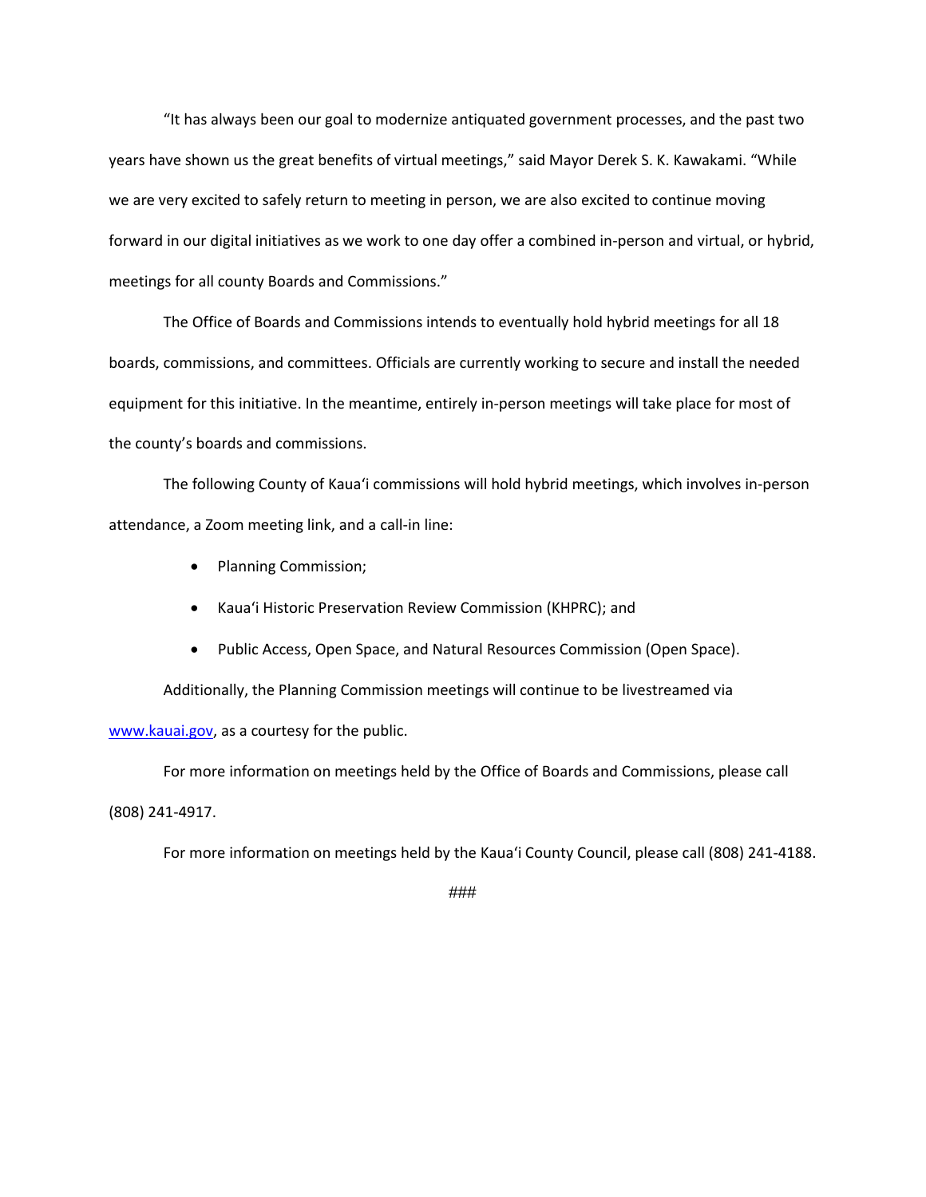"It has always been our goal to modernize antiquated government processes, and the past two years have shown us the great benefits of virtual meetings," said Mayor Derek S. K. Kawakami. "While we are very excited to safely return to meeting in person, we are also excited to continue moving forward in our digital initiatives as we work to one day offer a combined in-person and virtual, or hybrid, meetings for all county Boards and Commissions."

The Office of Boards and Commissions intends to eventually hold hybrid meetings for all 18 boards, commissions, and committees. Officials are currently working to secure and install the needed equipment for this initiative. In the meantime, entirely in-person meetings will take place for most of the county's boards and commissions.

The following County of Kaua'i commissions will hold hybrid meetings, which involves in-person attendance, a Zoom meeting link, and a call-in line:

- Planning Commission;
- Kaua'i Historic Preservation Review Commission (KHPRC); and
- Public Access, Open Space, and Natural Resources Commission (Open Space).

Additionally, the Planning Commission meetings will continue to be livestreamed via www.kauai.gov, as a courtesy for the public.

For more information on meetings held by the Office of Boards and Commissions, please call (808) 241-4917.

For more information on meetings held by the Kaua'i County Council, please call (808) 241-4188.

###